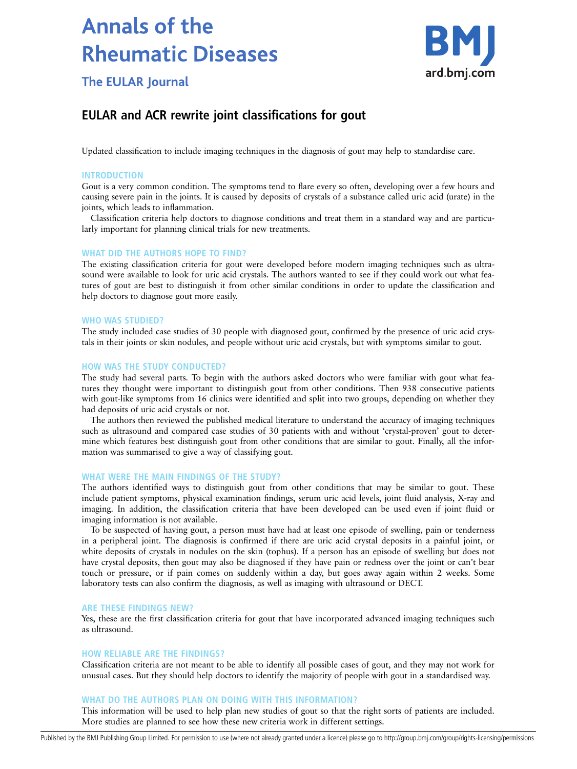# Annals of the Rheumatic Diseases

## The EULAR Journal

## EULAR and ACR rewrite joint classifications for gout

Updated classification to include imaging techniques in the diagnosis of gout may help to standardise care.

### INTRODUCTION

Gout is a very common condition. The symptoms tend to flare every so often, developing over a few hours and causing severe pain in the joints. It is caused by deposits of crystals of a substance called uric acid (urate) in the joints, which leads to inflammation.

Classification criteria help doctors to diagnose conditions and treat them in a standard way and are particularly important for planning clinical trials for new treatments.

### WHAT DID THE AUTHORS HOPE TO FIND?

The existing classification criteria for gout were developed before modern imaging techniques such as ultrasound were available to look for uric acid crystals. The authors wanted to see if they could work out what features of gout are best to distinguish it from other similar conditions in order to update the classification and help doctors to diagnose gout more easily.

### WHO WAS STUDIED?

The study included case studies of 30 people with diagnosed gout, confirmed by the presence of uric acid crystals in their joints or skin nodules, and people without uric acid crystals, but with symptoms similar to gout.

### HOW WAS THE STUDY CONDUCTED?

The study had several parts. To begin with the authors asked doctors who were familiar with gout what features they thought were important to distinguish gout from other conditions. Then 938 consecutive patients with gout-like symptoms from 16 clinics were identified and split into two groups, depending on whether they had deposits of uric acid crystals or not.

The authors then reviewed the published medical literature to understand the accuracy of imaging techniques such as ultrasound and compared case studies of 30 patients with and without 'crystal-proven' gout to determine which features best distinguish gout from other conditions that are similar to gout. Finally, all the information was summarised to give a way of classifying gout.

### WHAT WERE THE MAIN FINDINGS OF THE STUDY?

The authors identified ways to distinguish gout from other conditions that may be similar to gout. These include patient symptoms, physical examination findings, serum uric acid levels, joint fluid analysis, X-ray and imaging. In addition, the classification criteria that have been developed can be used even if joint fluid or imaging information is not available.

To be suspected of having gout, a person must have had at least one episode of swelling, pain or tenderness in a peripheral joint. The diagnosis is confirmed if there are uric acid crystal deposits in a painful joint, or white deposits of crystals in nodules on the skin (tophus). If a person has an episode of swelling but does not have crystal deposits, then gout may also be diagnosed if they have pain or redness over the joint or can't bear touch or pressure, or if pain comes on suddenly within a day, but goes away again within 2 weeks. Some laboratory tests can also confirm the diagnosis, as well as imaging with ultrasound or DECT.

### ARE THESE FINDINGS NEW?

Yes, these are the first classification criteria for gout that have incorporated advanced imaging techniques such as ultrasound.

### HOW RELIABLE ARE THE FINDINGS?

Classification criteria are not meant to be able to identify all possible cases of gout, and they may not work for unusual cases. But they should help doctors to identify the majority of people with gout in a standardised way.

### WHAT DO THE AUTHORS PLAN ON DOING WITH THIS INFORMATION?

This information will be used to help plan new studies of gout so that the right sorts of patients are included. More studies are planned to see how these new criteria work in different settings.

Published by the BMJ Publishing Group Limited. For permission to use (where not already granted under a licence) please go to http://group.bmj.com/group/rights-licensing/permissions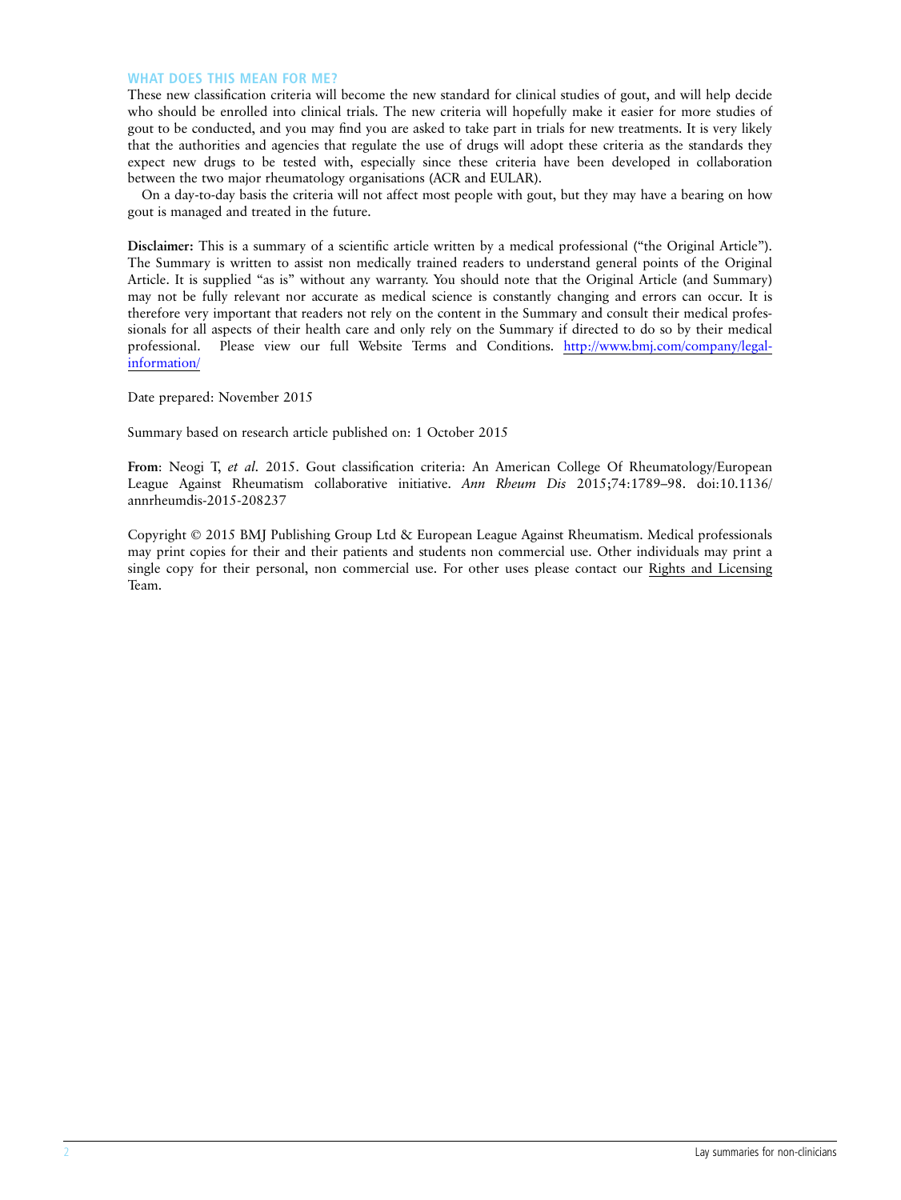## WHAT DOES THIS MEAN FOR ME?

These new classification criteria will become the new standard for clinical studies of gout, and will help decide who should be enrolled into clinical trials. The new criteria will hopefully make it easier for more studies of gout to be conducted, and you may find you are asked to take part in trials for new treatments. It is very likely that the authorities and agencies that regulate the use of drugs will adopt these criteria as the standards they expect new drugs to be tested with, especially since these criteria have been developed in collaboration between the two major rheumatology organisations (ACR and EULAR).

On a day-to-day basis the criteria will not affect most people with gout, but they may have a bearing on how gout is managed and treated in the future.

**Disclaimer:** This is a summary of a scientific article written by a medical professional ("the Original Article"). The Summary is written to assist non medically trained readers to understand general points of the Original Article. It is supplied "as is" without any warranty. You should note that the Original Article (and Summary) may not be fully relevant nor accurate as medical science is constantly changing and errors can occur. It is therefore very important that readers not rely on the content in the Summary and consult their medical professionals for all aspects of their health care and only rely on the Summary if directed to do so by their medical professional. Please view our full Website Terms and Conditions. http://www.bmj.com/company/legal-information/

Date prepared: November 2015

Summary based on research article published on: 1 October 2015

**From**: Neogi T, *et al*. 2015. Gout classification criteria: An American College Of Rheumatology/European League Against Rheumatism collaborative initiative. *Ann Rheum Dis* 2015;74:1789–98. doi:10.1136/annrheumdis-2015-208237

Copyright © 2015 BMJ Publishing Group Ltd & European League Against Rheumatism. Medical professionals may print copies for their and their patients and students non commercial use. Other individuals may print a single copy for their personal, non commercial use. For other uses please contact our Rights and Licensing Team.